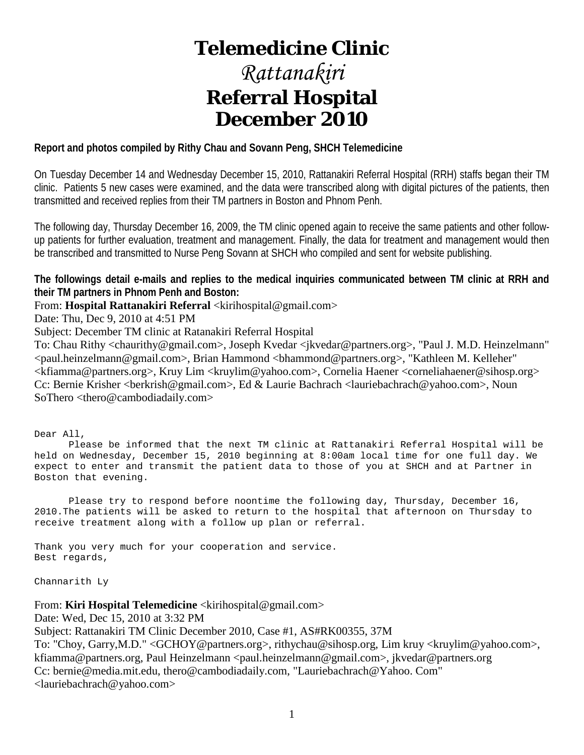# Telemedicine Clinic

# *Rattanakiri*

# Referral Hospital

# December 2010

**Report and photos compiled by Rithy Chau and Sovann Peng, SHCH Telemedicine**

On Tuesday December 14 and Wednesday December 15, 2010, Rattanakiri Referral Hospital (RRH) staffs began their TM clinic. Patients 5 new cases were examined, and the data were transcribed along with digital pictures of the patients, then transmitted and received replies from their TM partners in Boston and Phnom Penh.

The following day, Thursday December 16, 2009, the TM clinic opened again to receive the same patients and other follow-up patients for further evaluation, treatment and management. Finally, the data for treatment and management would then be transcribed and transmitted to Nurse Peng Sovann at SHCH who compiled and sent for website publishing.

**The followings detail e-mails and replies to the medical inquiries communicated between TM clinic at RRH and their TM partners in Phnom Penh and Boston:**

From: **Hospital Rattanakiri Referral** <kirihospital@gmail.com>
Date: Thu, Dec 9, 2010 at 4:51 PM
Subject: December TM clinic at Ratanakiri Referral Hospital
To: Chau Rithy <chaurithy@gmail.com>, Joseph Kvedar <jkvedar@partners.org>, "Paul J. M.D. Heinzelmann" <paul.heinzelmann@gmail.com>, Brian Hammond <bhammond@partners.org>, "Kathleen M. Kelleher" <kfiamma@partners.org>, Kruy Lim <kruylim@yahoo.com>, Cornelia Haener <corneliahaener@sihosp.org>
Cc: Bernie Krisher <berkrish@gmail.com>, Ed & Laurie Bachrach <lauriebachrach@yahoo.com>, Noun SoThero <thero@cambodiadaily.com>

```
Dear All,
      Please be informed that the next TM clinic at Rattanakiri Referral Hospital will be
held on Wednesday, December 15, 2010 beginning at 8:00am local time for one full day. We
expect to enter and transmit the patient data to those of you at SHCH and at Partner in
Boston that evening.

      Please try to respond before noontime the following day, Thursday, December 16,
2010.The patients will be asked to return to the hospital that afternoon on Thursday to
receive treatment along with a follow up plan or referral.

Thank you very much for your cooperation and service.
Best regards,

Channarith Ly
```

From: **Kiri Hospital Telemedicine** <kirihospital@gmail.com>
Date: Wed, Dec 15, 2010 at 3:32 PM
Subject: Rattanakiri TM Clinic December 2010, Case #1, AS#RK00355, 37M
To: "Choy, Garry,M.D." <GCHOY@partners.org>, rithychau@sihosp.org, Lim kruy <kruylim@yahoo.com>, kfiamma@partners.org, Paul Heinzelmann <paul.heinzelmann@gmail.com>, jkvedar@partners.org
Cc: bernie@media.mit.edu, thero@cambodiadaily.com, "Lauriebachrach@Yahoo. Com" <lauriebachrach@yahoo.com>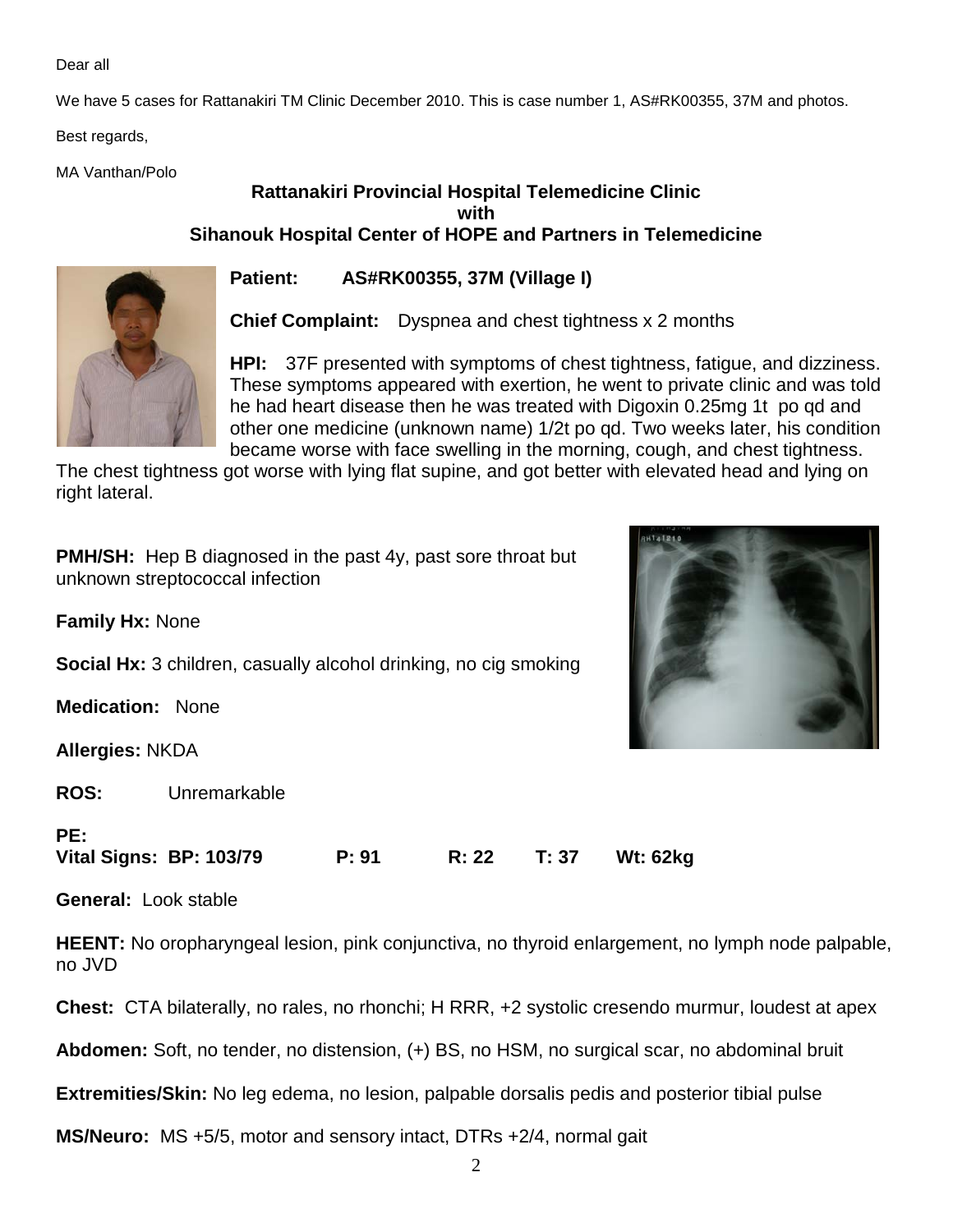Dear all

We have 5 cases for Rattanakiri TM Clinic December 2010. This is case number 1, AS#RK00355, 37M and photos.

Best regards,

MA Vanthan/Polo

**Rattanakiri Provincial Hospital Telemedicine Clinic**
**with**
**Sihanouk Hospital Center of HOPE and Partners in Telemedicine**

**Patient:** **AS#RK00355, 37M (Village I)**

**Chief Complaint:** Dyspnea and chest tightness x 2 months

**HPI:** 37F presented with symptoms of chest tightness, fatigue, and dizziness. These symptoms appeared with exertion, he went to private clinic and was told he had heart disease then he was treated with Digoxin 0.25mg 1t po qd and other one medicine (unknown name) 1/2t po qd. Two weeks later, his condition became worse with face swelling in the morning, cough, and chest tightness. The chest tightness got worse with lying flat supine, and got better with elevated head and lying on right lateral.

**PMH/SH:** Hep B diagnosed in the past 4y, past sore throat but unknown streptococcal infection

**Family Hx:** None

**Social Hx:** 3 children, casually alcohol drinking, no cig smoking

**Medication:** None

**Allergies:** NKDA

**ROS:** Unremarkable

**PE:**
**Vital Signs: BP: 103/79 P: 91 R: 22 T: 37 Wt: 62kg**

**General:** Look stable

**HEENT:** No oropharyngeal lesion, pink conjunctiva, no thyroid enlargement, no lymph node palpable, no JVD

**Chest:** CTA bilaterally, no rales, no rhonchi; H RRR, +2 systolic cresendo murmur, loudest at apex

**Abdomen:** Soft, no tender, no distension, (+) BS, no HSM, no surgical scar, no abdominal bruit

**Extremities/Skin:** No leg edema, no lesion, palpable dorsalis pedis and posterior tibial pulse

**MS/Neuro:** MS +5/5, motor and sensory intact, DTRs +2/4, normal gait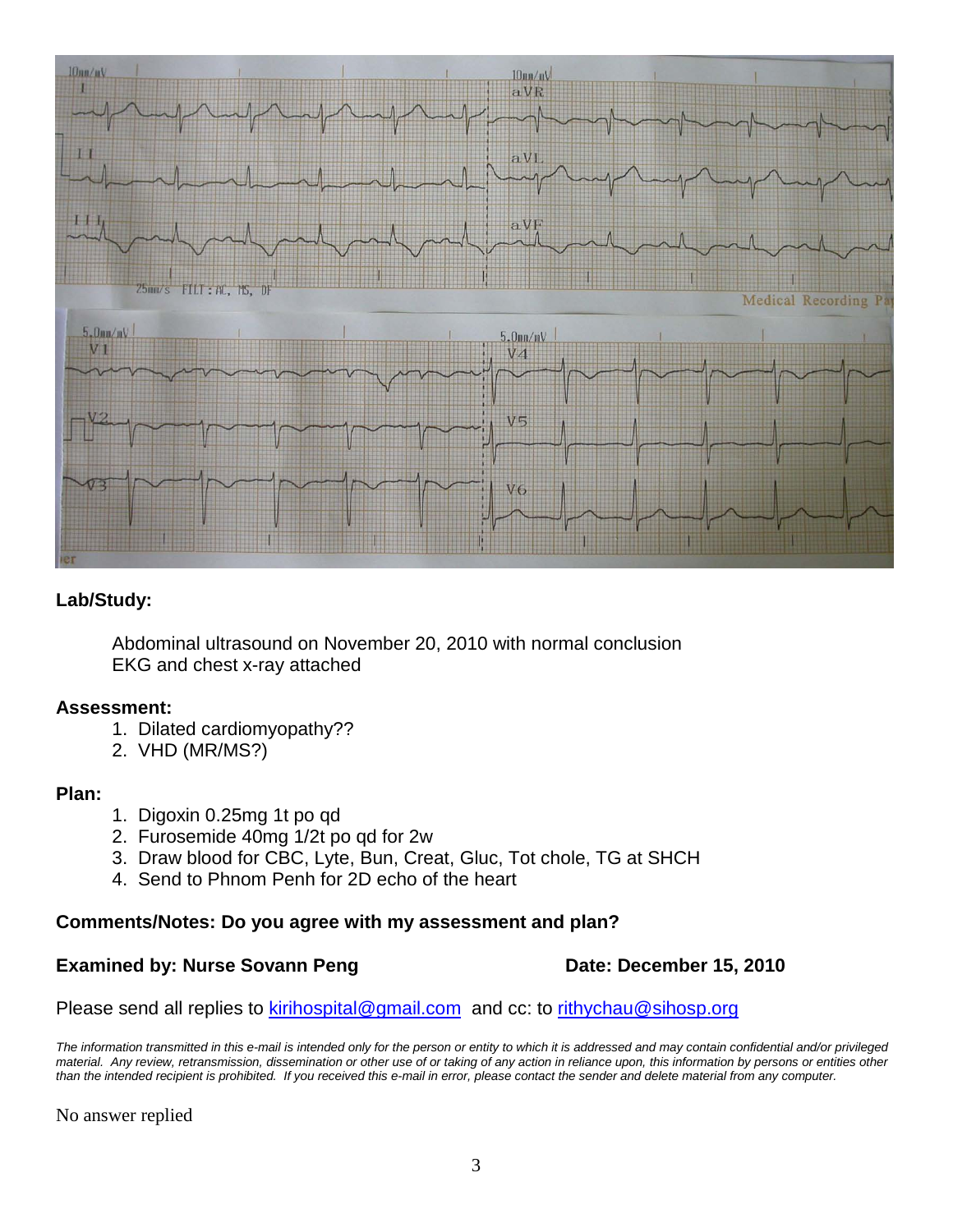**Lab/Study:**

Abdominal ultrasound on November 20, 2010 with normal conclusion
EKG and chest x-ray attached

**Assessment:**

1. Dilated cardiomyopathy??
2. VHD (MR/MS?)

**Plan:**

1. Digoxin 0.25mg 1t po qd
2. Furosemide 40mg 1/2t po qd for 2w
3. Draw blood for CBC, Lyte, Bun, Creat, Gluc, Tot chole, TG at SHCH
4. Send to Phnom Penh for 2D echo of the heart

**Comments/Notes: Do you agree with my assessment and plan?**

**Examined by: Nurse Sovann Peng** **Date: December 15, 2010**

Please send all replies to [kirihospital@gmail.com](mailto:kirihospital@gmail.com) and cc: to [rithychau@sihosp.org](mailto:rithychau@sihosp.org)

*The information transmitted in this e-mail is intended only for the person or entity to which it is addressed and may contain confidential and/or privileged material. Any review, retransmission, dissemination or other use of or taking of any action in reliance upon, this information by persons or entities other than the intended recipient is prohibited. If you received this e-mail in error, please contact the sender and delete material from any computer.*

No answer replied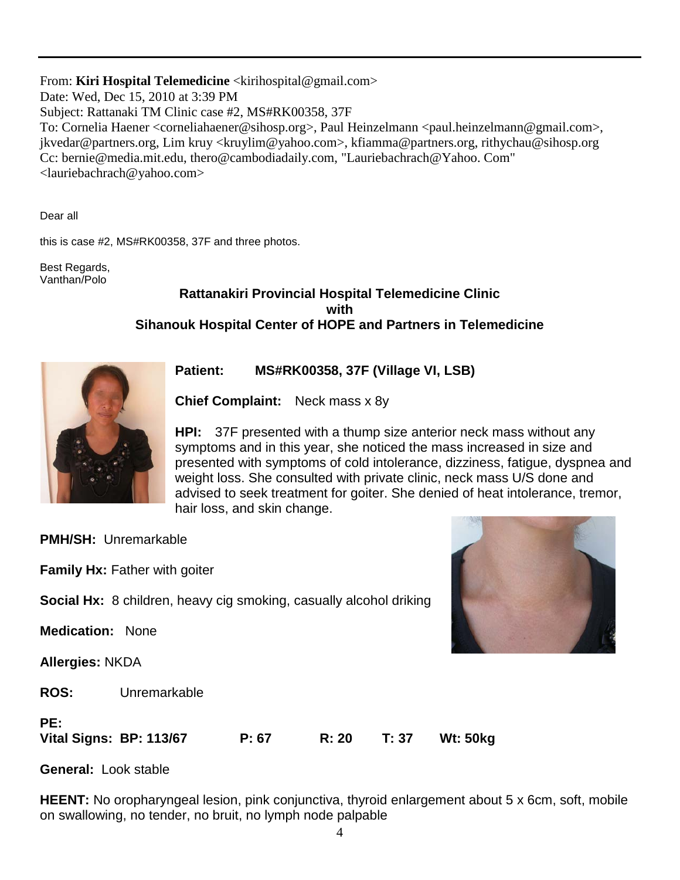From: **Kiri Hospital Telemedicine** <kirihospital@gmail.com>
Date: Wed, Dec 15, 2010 at 3:39 PM
Subject: Rattanaki TM Clinic case #2, MS#RK00358, 37F
To: Cornelia Haener <corneliahaener@sihosp.org>, Paul Heinzelmann <paul.heinzelmann@gmail.com>, jkvedar@partners.org, Lim kruy <kruylim@yahoo.com>, kfiamma@partners.org, rithychau@sihosp.org
Cc: bernie@media.mit.edu, thero@cambodiadaily.com, "Lauriebachrach@Yahoo. Com" <lauriebachrach@yahoo.com>

Dear all

this is case #2, MS#RK00358, 37F and three photos.

Best Regards,
Vanthan/Polo

## Rattanakiri Provincial Hospital Telemedicine Clinic with Sihanouk Hospital Center of HOPE and Partners in Telemedicine

**Patient:** **MS#RK00358, 37F (Village VI, LSB)**

**Chief Complaint:** Neck mass x 8y

**HPI:** 37F presented with a thump size anterior neck mass without any symptoms and in this year, she noticed the mass increased in size and presented with symptoms of cold intolerance, dizziness, fatigue, dyspnea and weight loss. She consulted with private clinic, neck mass U/S done and advised to seek treatment for goiter. She denied of heat intolerance, tremor, hair loss, and skin change.

**PMH/SH:** Unremarkable

**Family Hx:** Father with goiter

**Social Hx:** 8 children, heavy cig smoking, casually alcohol driking

**Medication:** None

**Allergies:** NKDA

**ROS:** Unremarkable

**PE:**
**Vital Signs: BP: 113/67 P: 67 R: 20 T: 37 Wt: 50kg**

**General:** Look stable

**HEENT:** No oropharyngeal lesion, pink conjunctiva, thyroid enlargement about 5 x 6cm, soft, mobile on swallowing, no tender, no bruit, no lymph node palpable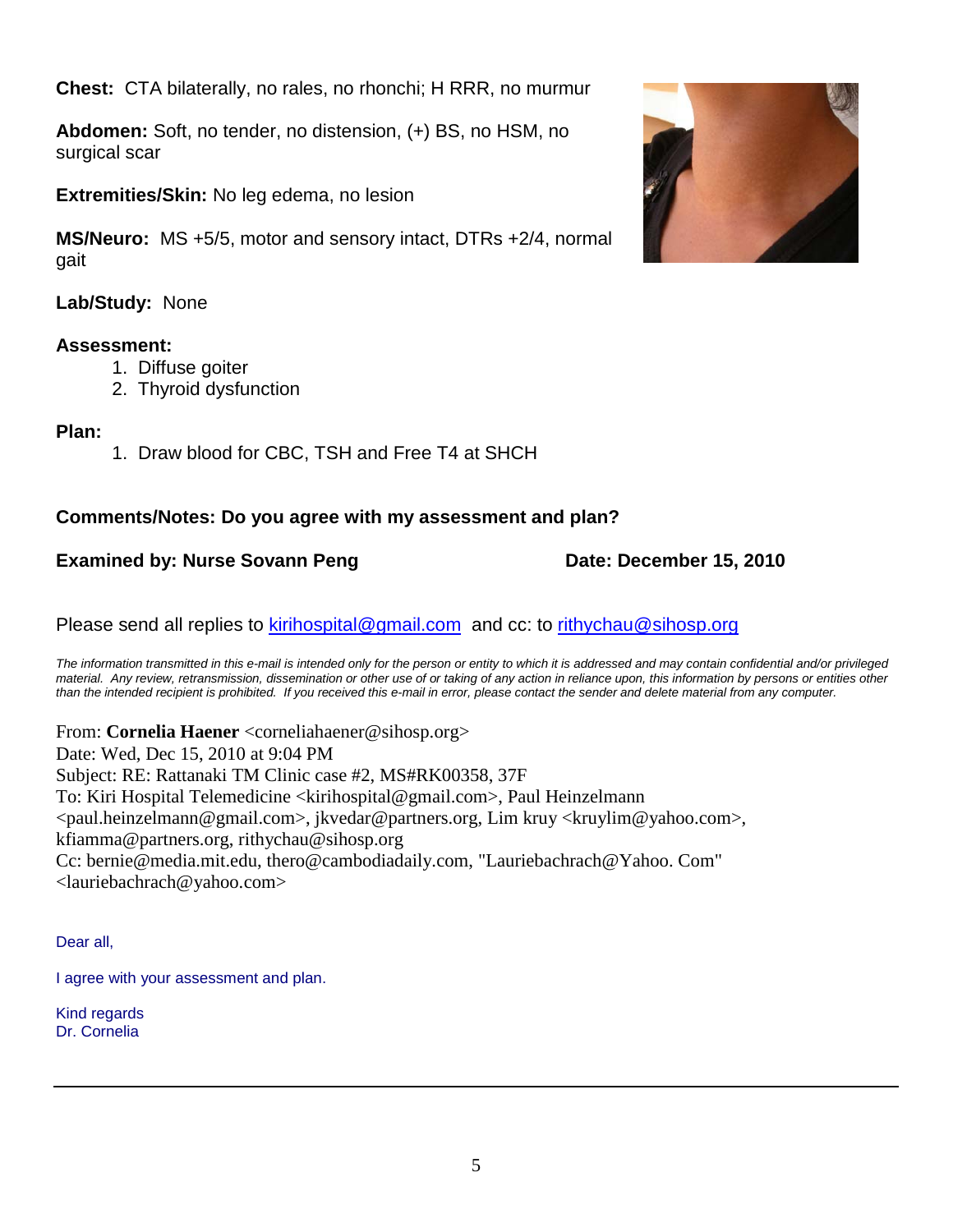**Chest:** CTA bilaterally, no rales, no rhonchi; H RRR, no murmur

**Abdomen:** Soft, no tender, no distension, (+) BS, no HSM, no surgical scar

**Extremities/Skin:** No leg edema, no lesion

**MS/Neuro:** MS +5/5, motor and sensory intact, DTRs +2/4, normal gait

**Lab/Study:** None

**Assessment:**

1. Diffuse goiter
2. Thyroid dysfunction

**Plan:**

1. Draw blood for CBC, TSH and Free T4 at SHCH

**Comments/Notes: Do you agree with my assessment and plan?**

**Examined by: Nurse Sovann Peng** **Date: December 15, 2010**

Please send all replies to kirihospital@gmail.com and cc: to rithychau@sihosp.org

*The information transmitted in this e-mail is intended only for the person or entity to which it is addressed and may contain confidential and/or privileged material. Any review, retransmission, dissemination or other use of or taking of any action in reliance upon, this information by persons or entities other than the intended recipient is prohibited. If you received this e-mail in error, please contact the sender and delete material from any computer.*

From: **Cornelia Haener** <corneliahaener@sihosp.org>
Date: Wed, Dec 15, 2010 at 9:04 PM
Subject: RE: Rattanaki TM Clinic case #2, MS#RK00358, 37F
To: Kiri Hospital Telemedicine <kirihospital@gmail.com>, Paul Heinzelmann <paul.heinzelmann@gmail.com>, jkvedar@partners.org, Lim kruy <kruylim@yahoo.com>, kfiamma@partners.org, rithychau@sihosp.org
Cc: bernie@media.mit.edu, thero@cambodiadaily.com, "Lauriebachrach@Yahoo. Com" <lauriebachrach@yahoo.com>

Dear all,

I agree with your assessment and plan.

Kind regards
Dr. Cornelia

---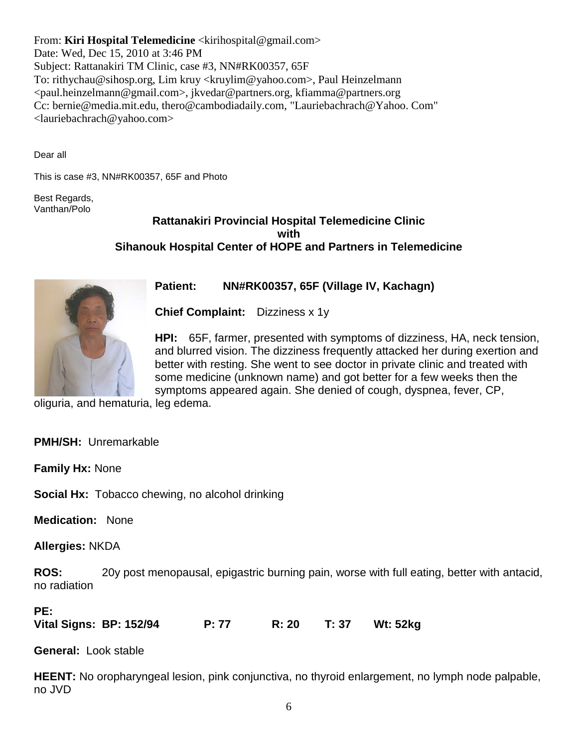From: **Kiri Hospital Telemedicine** <kirihospital@gmail.com>
Date: Wed, Dec 15, 2010 at 3:46 PM
Subject: Rattanakiri TM Clinic, case #3, NN#RK00357, 65F
To: rithychau@sihosp.org, Lim kruy <kruylim@yahoo.com>, Paul Heinzelmann <paul.heinzelmann@gmail.com>, jkvedar@partners.org, kfiamma@partners.org
Cc: bernie@media.mit.edu, thero@cambodiadaily.com, "Lauriebachrach@Yahoo. Com" <lauriebachrach@yahoo.com>

Dear all

This is case #3, NN#RK00357, 65F and Photo

Best Regards,
Vanthan/Polo

**Rattanakiri Provincial Hospital Telemedicine Clinic**
**with**
**Sihanouk Hospital Center of HOPE and Partners in Telemedicine**

**Patient:** **NN#RK00357, 65F (Village IV, Kachagn)**

**Chief Complaint:** Dizziness x 1y

**HPI:** 65F, farmer, presented with symptoms of dizziness, HA, neck tension, and blurred vision. The dizziness frequently attacked her during exertion and better with resting. She went to see doctor in private clinic and treated with some medicine (unknown name) and got better for a few weeks then the symptoms appeared again. She denied of cough, dyspnea, fever, CP, oliguria, and hematuria, leg edema.

**PMH/SH:** Unremarkable

**Family Hx:** None

**Social Hx:** Tobacco chewing, no alcohol drinking

**Medication:** None

**Allergies:** NKDA

**ROS:** 20y post menopausal, epigastric burning pain, worse with full eating, better with antacid, no radiation

**PE:**
**Vital Signs: BP: 152/94 P: 77 R: 20 T: 37 Wt: 52kg**

**General:** Look stable

**HEENT:** No oropharyngeal lesion, pink conjunctiva, no thyroid enlargement, no lymph node palpable, no JVD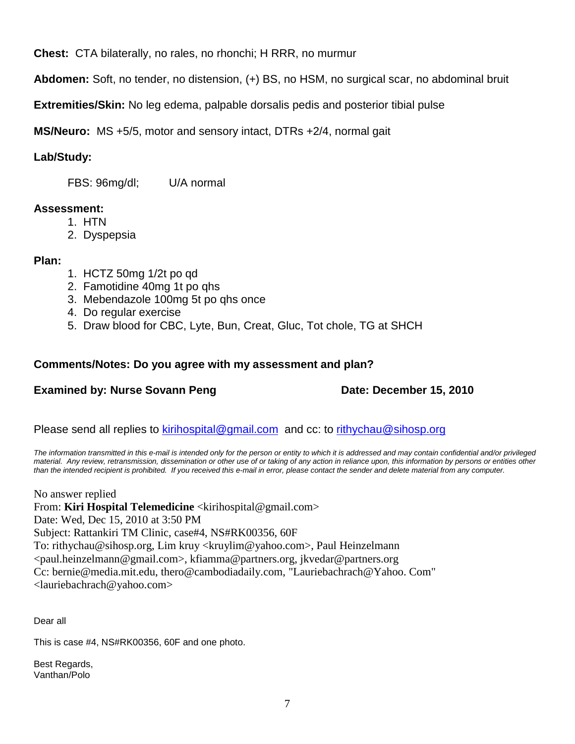**Chest:** CTA bilaterally, no rales, no rhonchi; H RRR, no murmur

**Abdomen:** Soft, no tender, no distension, (+) BS, no HSM, no surgical scar, no abdominal bruit

**Extremities/Skin:** No leg edema, palpable dorsalis pedis and posterior tibial pulse

**MS/Neuro:** MS +5/5, motor and sensory intact, DTRs +2/4, normal gait

**Lab/Study:**

FBS: 96mg/dl; U/A normal

**Assessment:**

1. HTN
2. Dyspepsia

**Plan:**

1. HCTZ 50mg 1/2t po qd
2. Famotidine 40mg 1t po qhs
3. Mebendazole 100mg 5t po qhs once
4. Do regular exercise
5. Draw blood for CBC, Lyte, Bun, Creat, Gluc, Tot chole, TG at SHCH

**Comments/Notes: Do you agree with my assessment and plan?**

**Examined by: Nurse Sovann Peng** **Date: December 15, 2010**

Please send all replies to kirihospital@gmail.com and cc: to rithychau@sihosp.org

*The information transmitted in this e-mail is intended only for the person or entity to which it is addressed and may contain confidential and/or privileged material. Any review, retransmission, dissemination or other use of or taking of any action in reliance upon, this information by persons or entities other than the intended recipient is prohibited. If you received this e-mail in error, please contact the sender and delete material from any computer.*

No answer replied

From: **Kiri Hospital Telemedicine** <kirihospital@gmail.com>
Date: Wed, Dec 15, 2010 at 3:50 PM
Subject: Rattankiri TM Clinic, case#4, NS#RK00356, 60F
To: rithychau@sihosp.org, Lim kruy <kruylim@yahoo.com>, Paul Heinzelmann <paul.heinzelmann@gmail.com>, kfiamma@partners.org, jkvedar@partners.org
Cc: bernie@media.mit.edu, thero@cambodiadaily.com, "Lauriebachrach@Yahoo. Com" <lauriebachrach@yahoo.com>

Dear all

This is case #4, NS#RK00356, 60F and one photo.

Best Regards,
Vanthan/Polo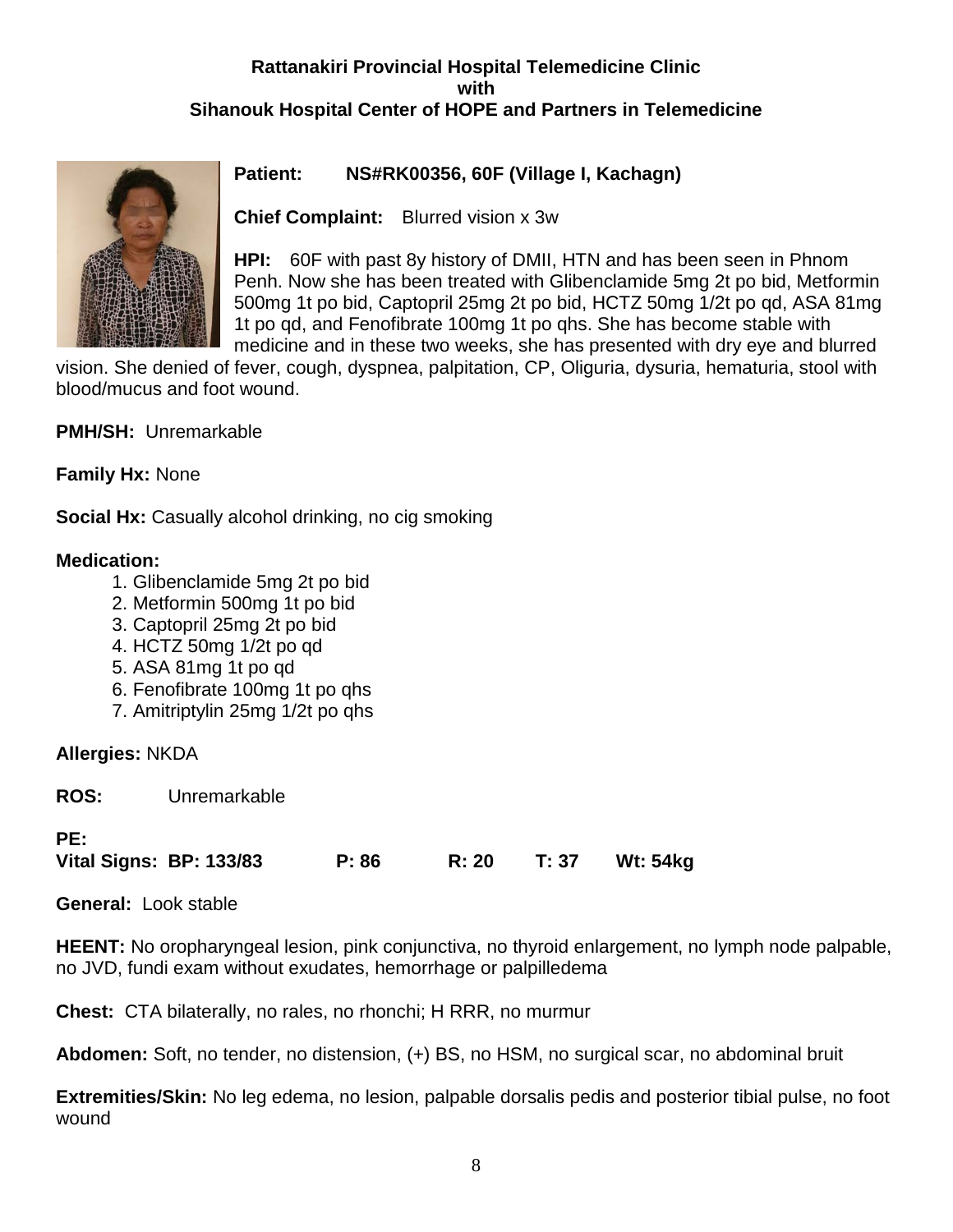**Rattanakiri Provincial Hospital Telemedicine Clinic**
**with**
**Sihanouk Hospital Center of HOPE and Partners in Telemedicine**

**Patient:** **NS#RK00356, 60F (Village I, Kachagn)**

**Chief Complaint:** Blurred vision x 3w

**HPI:** 60F with past 8y history of DMII, HTN and has been seen in Phnom Penh. Now she has been treated with Glibenclamide 5mg 2t po bid, Metformin 500mg 1t po bid, Captopril 25mg 2t po bid, HCTZ 50mg 1/2t po qd, ASA 81mg 1t po qd, and Fenofibrate 100mg 1t po qhs. She has become stable with medicine and in these two weeks, she has presented with dry eye and blurred vision. She denied of fever, cough, dyspnea, palpitation, CP, Oliguria, dysuria, hematuria, stool with blood/mucus and foot wound.

**PMH/SH:** Unremarkable

**Family Hx:** None

**Social Hx:** Casually alcohol drinking, no cig smoking

**Medication:**

1. Glibenclamide 5mg 2t po bid
2. Metformin 500mg 1t po bid
3. Captopril 25mg 2t po bid
4. HCTZ 50mg 1/2t po qd
5. ASA 81mg 1t po qd
6. Fenofibrate 100mg 1t po qhs
7. Amitriptylin 25mg 1/2t po qhs

**Allergies:** NKDA

**ROS:** Unremarkable

**PE:**
**Vital Signs: BP: 133/83 P: 86 R: 20 T: 37 Wt: 54kg**

**General:** Look stable

**HEENT:** No oropharyngeal lesion, pink conjunctiva, no thyroid enlargement, no lymph node palpable, no JVD, fundi exam without exudates, hemorrhage or palpilledema

**Chest:** CTA bilaterally, no rales, no rhonchi; H RRR, no murmur

**Abdomen:** Soft, no tender, no distension, (+) BS, no HSM, no surgical scar, no abdominal bruit

**Extremities/Skin:** No leg edema, no lesion, palpable dorsalis pedis and posterior tibial pulse, no foot wound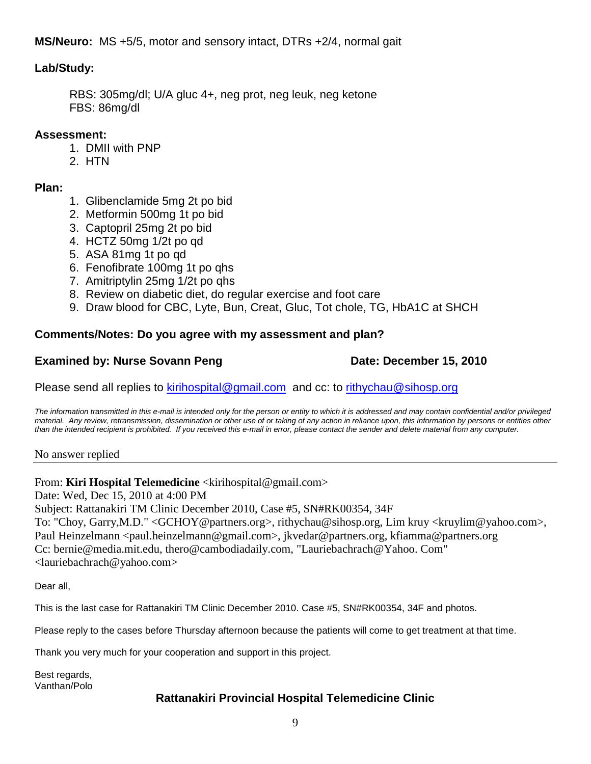**MS/Neuro:** MS +5/5, motor and sensory intact, DTRs +2/4, normal gait

**Lab/Study:**

RBS: 305mg/dl; U/A gluc 4+, neg prot, neg leuk, neg ketone
FBS: 86mg/dl

**Assessment:**

1. DMII with PNP
2. HTN

**Plan:**

1. Glibenclamide 5mg 2t po bid
2. Metformin 500mg 1t po bid
3. Captopril 25mg 2t po bid
4. HCTZ 50mg 1/2t po qd
5. ASA 81mg 1t po qd
6. Fenofibrate 100mg 1t po qhs
7. Amitriptylin 25mg 1/2t po qhs
8. Review on diabetic diet, do regular exercise and foot care
9. Draw blood for CBC, Lyte, Bun, Creat, Gluc, Tot chole, TG, HbA1C at SHCH

**Comments/Notes: Do you agree with my assessment and plan?**

**Examined by: Nurse Sovann Peng** **Date: December 15, 2010**

Please send all replies to kirihospital@gmail.com and cc: to rithychau@sihosp.org

*The information transmitted in this e-mail is intended only for the person or entity to which it is addressed and may contain confidential and/or privileged material. Any review, retransmission, dissemination or other use of or taking of any action in reliance upon, this information by persons or entities other than the intended recipient is prohibited. If you received this e-mail in error, please contact the sender and delete material from any computer.*

No answer replied

---

From: **Kiri Hospital Telemedicine** <kirihospital@gmail.com>
Date: Wed, Dec 15, 2010 at 4:00 PM
Subject: Rattanakiri TM Clinic December 2010, Case #5, SN#RK00354, 34F
To: "Choy, Garry,M.D." <GCHOY@partners.org>, rithychau@sihosp.org, Lim kruy <kruylim@yahoo.com>, Paul Heinzelmann <paul.heinzelmann@gmail.com>, jkvedar@partners.org, kfiamma@partners.org
Cc: bernie@media.mit.edu, thero@cambodiadaily.com, "Lauriebachrach@Yahoo. Com" <lauriebachrach@yahoo.com>

Dear all,

This is the last case for Rattanakiri TM Clinic December 2010. Case #5, SN#RK00354, 34F and photos.

Please reply to the cases before Thursday afternoon because the patients will come to get treatment at that time.

Thank you very much for your cooperation and support in this project.

Best regards,
Vanthan/Polo

**Rattanakiri Provincial Hospital Telemedicine Clinic**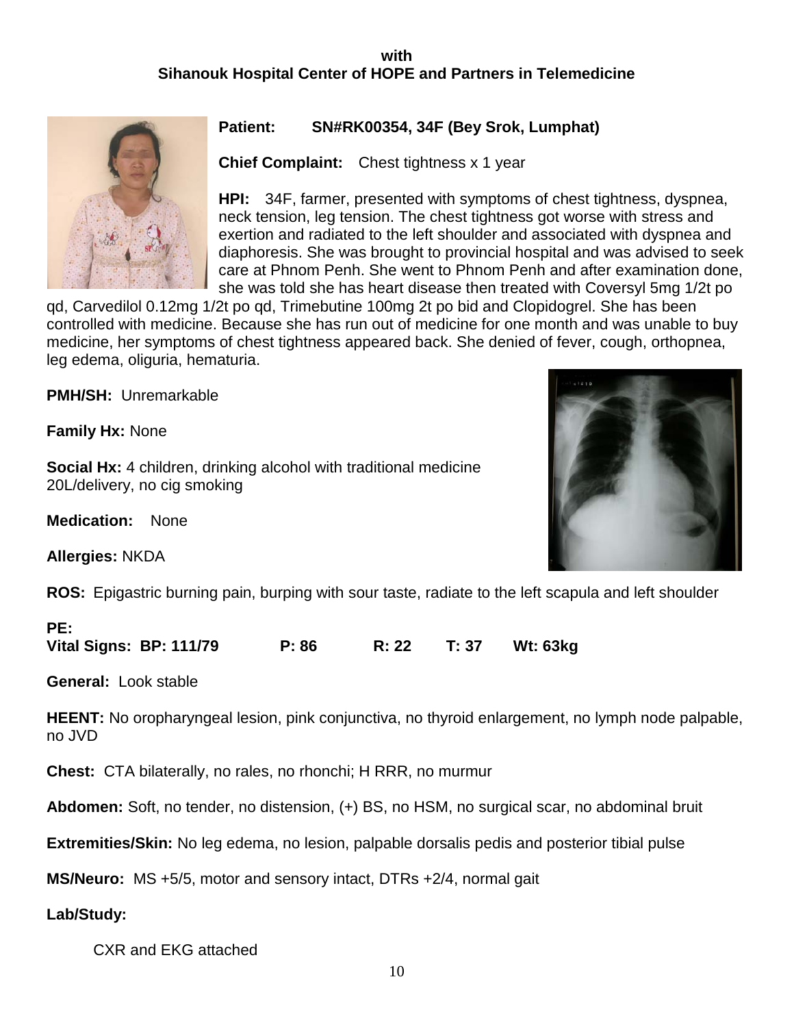**with**
**Sihanouk Hospital Center of HOPE and Partners in Telemedicine**

**Patient: SN#RK00354, 34F (Bey Srok, Lumphat)**

**Chief Complaint:** Chest tightness x 1 year

**HPI:** 34F, farmer, presented with symptoms of chest tightness, dyspnea, neck tension, leg tension. The chest tightness got worse with stress and exertion and radiated to the left shoulder and associated with dyspnea and diaphoresis. She was brought to provincial hospital and was advised to seek care at Phnom Penh. She went to Phnom Penh and after examination done, she was told she has heart disease then treated with Coversyl 5mg 1/2t po qd, Carvedilol 0.12mg 1/2t po qd, Trimebutine 100mg 2t po bid and Clopidogrel. She has been controlled with medicine. Because she has run out of medicine for one month and was unable to buy medicine, her symptoms of chest tightness appeared back. She denied of fever, cough, orthopnea, leg edema, oliguria, hematuria.

**PMH/SH:** Unremarkable

**Family Hx:** None

**Social Hx:** 4 children, drinking alcohol with traditional medicine 20L/delivery, no cig smoking

**Medication:** None

**Allergies:** NKDA

**ROS:** Epigastric burning pain, burping with sour taste, radiate to the left scapula and left shoulder

**PE:**
**Vital Signs: BP: 111/79 P: 86 R: 22 T: 37 Wt: 63kg**

**General:** Look stable

**HEENT:** No oropharyngeal lesion, pink conjunctiva, no thyroid enlargement, no lymph node palpable, no JVD

**Chest:** CTA bilaterally, no rales, no rhonchi; H RRR, no murmur

**Abdomen:** Soft, no tender, no distension, (+) BS, no HSM, no surgical scar, no abdominal bruit

**Extremities/Skin:** No leg edema, no lesion, palpable dorsalis pedis and posterior tibial pulse

**MS/Neuro:** MS +5/5, motor and sensory intact, DTRs +2/4, normal gait

**Lab/Study:**

CXR and EKG attached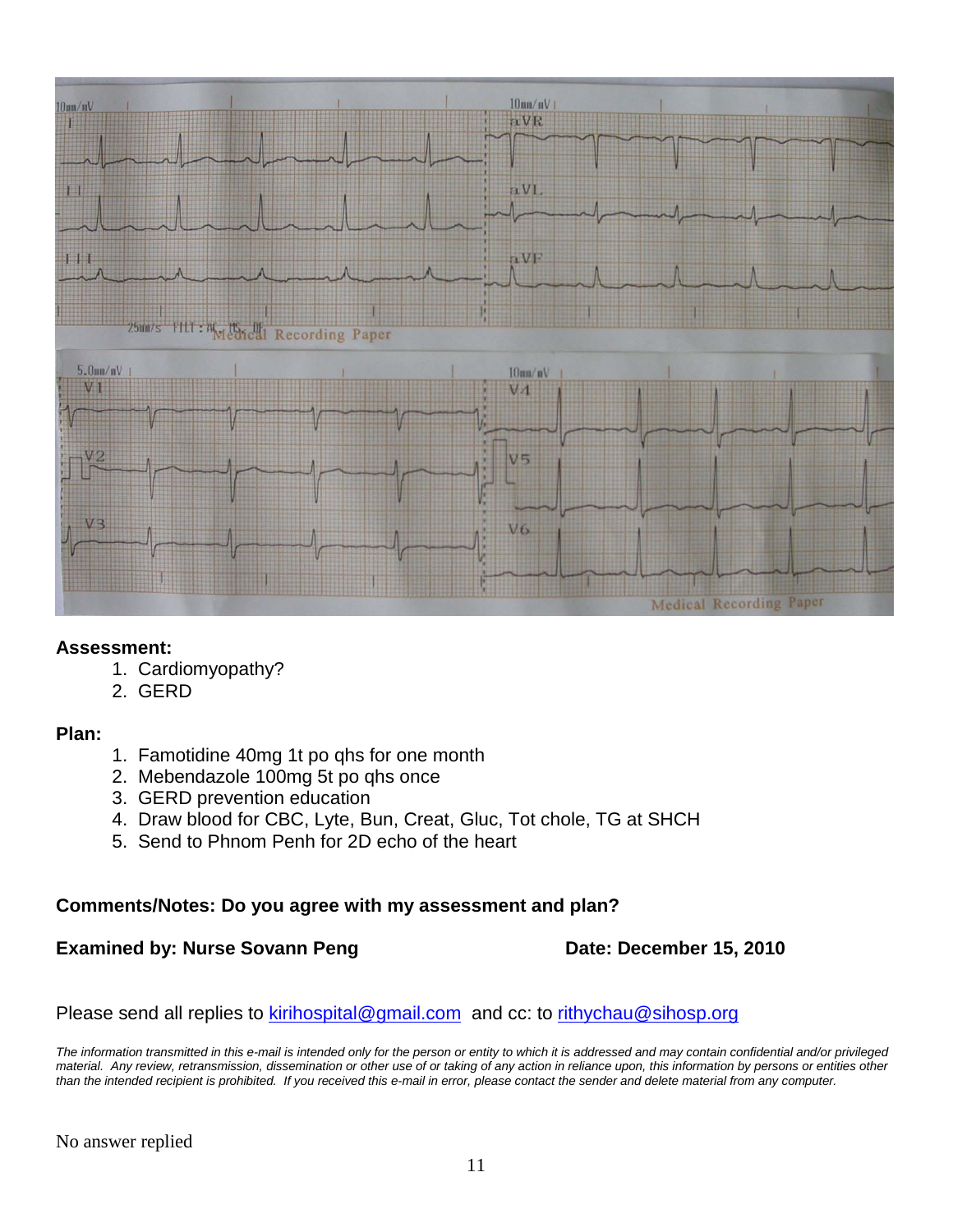**Assessment:**

1. Cardiomyopathy?
2. GERD

**Plan:**

1. Famotidine 40mg 1t po qhs for one month
2. Mebendazole 100mg 5t po qhs once
3. GERD prevention education
4. Draw blood for CBC, Lyte, Bun, Creat, Gluc, Tot chole, TG at SHCH
5. Send to Phnom Penh for 2D echo of the heart

**Comments/Notes: Do you agree with my assessment and plan?**

**Examined by: Nurse Sovann Peng** **Date: December 15, 2010**

Please send all replies to kirihospital@gmail.com and cc: to rithychau@sihosp.org

*The information transmitted in this e-mail is intended only for the person or entity to which it is addressed and may contain confidential and/or privileged material. Any review, retransmission, dissemination or other use of or taking of any action in reliance upon, this information by persons or entities other than the intended recipient is prohibited. If you received this e-mail in error, please contact the sender and delete material from any computer.*

No answer replied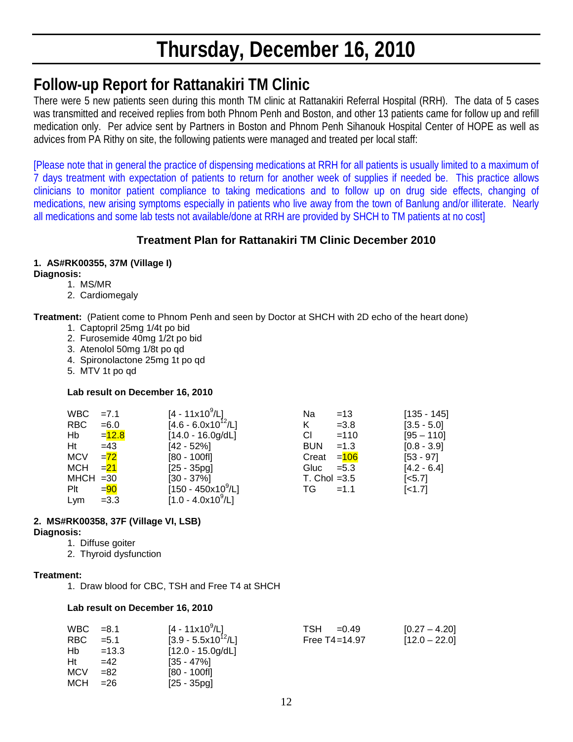// Thursday, December 16, 2010

## Follow-up Report for Rattanakiri TM Clinic

There were 5 new patients seen during this month TM clinic at Rattanakiri Referral Hospital (RRH). The data of 5 cases was transmitted and received replies from both Phnom Penh and Boston, and other 13 patients came for follow up and refill medication only. Per advice sent by Partners in Boston and Phnom Penh Sihanouk Hospital Center of HOPE as well as advices from PA Rithy on site, the following patients were managed and treated per local staff:

[Please note that in general the practice of dispensing medications at RRH for all patients is usually limited to a maximum of 7 days treatment with expectation of patients to return for another week of supplies if needed be. This practice allows clinicians to monitor patient compliance to taking medications and to follow up on drug side effects, changing of medications, new arising symptoms especially in patients who live away from the town of Banlung and/or illiterate. Nearly all medications and some lab tests not available/done at RRH are provided by SHCH to TM patients at no cost]

### Treatment Plan for Rattanakiri TM Clinic December 2010

**1. AS#RK00355, 37M (Village I)**

**Diagnosis:**

1. MS/MR
2. Cardiomegaly

**Treatment:** (Patient come to Phnom Penh and seen by Doctor at SHCH with 2D echo of the heart done)

1. Captopril 25mg 1/4t po bid
2. Furosemide 40mg 1/2t po bid
3. Atenolol 50mg 1/8t po qd
4. Spironolactone 25mg 1t po qd
5. MTV 1t po qd

**Lab result on December 16, 2010**

| Test | Result | Normal | Test | Result | Normal |
|---|---|---|---|---|---|
| WBC | =7.1 | [4 - 11x10$^9$/L] | Na | =13 | [135 - 145] |
| RBC | =6.0 | [4.6 - 6.0x10$^{12}$/L] | K | =3.8 | [3.5 - 5.0] |
| Hb | =12.8 | [14.0 - 16.0g/dL] | Cl | =110 | [95 – 110] |
| Ht | =43 | [42 - 52%] | BUN | =1.3 | [0.8 - 3.9] |
| MCV | =72 | [80 - 100fl] | Creat | =106 | [53 - 97] |
| MCH | =21 | [25 - 35pg] | Gluc | =5.3 | [4.2 - 6.4] |
| MHCH | =30 | [30 - 37%] | T. Chol | =3.5 | [<5.7] |
| Plt | =90 | [150 - 450x10$^9$/L] | TG | =1.1 | [<1.7] |
| Lym | =3.3 | [1.0 - 4.0x10$^9$/L] | | | |

**2. MS#RK00358, 37F (Village VI, LSB)**

**Diagnosis:**

1. Diffuse goiter
2. Thyroid dysfunction

**Treatment:**

1. Draw blood for CBC, TSH and Free T4 at SHCH

**Lab result on December 16, 2010**

| Test | Result | Normal | Test | Result | Normal |
|---|---|---|---|---|---|
| WBC | =8.1 | [4 - 11x10$^9$/L] | TSH | =0.49 | [0.27 – 4.20] |
| RBC | =5.1 | [3.9 - 5.5x10$^{12}$/L] | Free T4 | =14.97 | [12.0 – 22.0] |
| Hb | =13.3 | [12.0 - 15.0g/dL] | | | |
| Ht | =42 | [35 - 47%] | | | |
| MCV | =82 | [80 - 100fl] | | | |
| MCH | =26 | [25 - 35pg] | | | |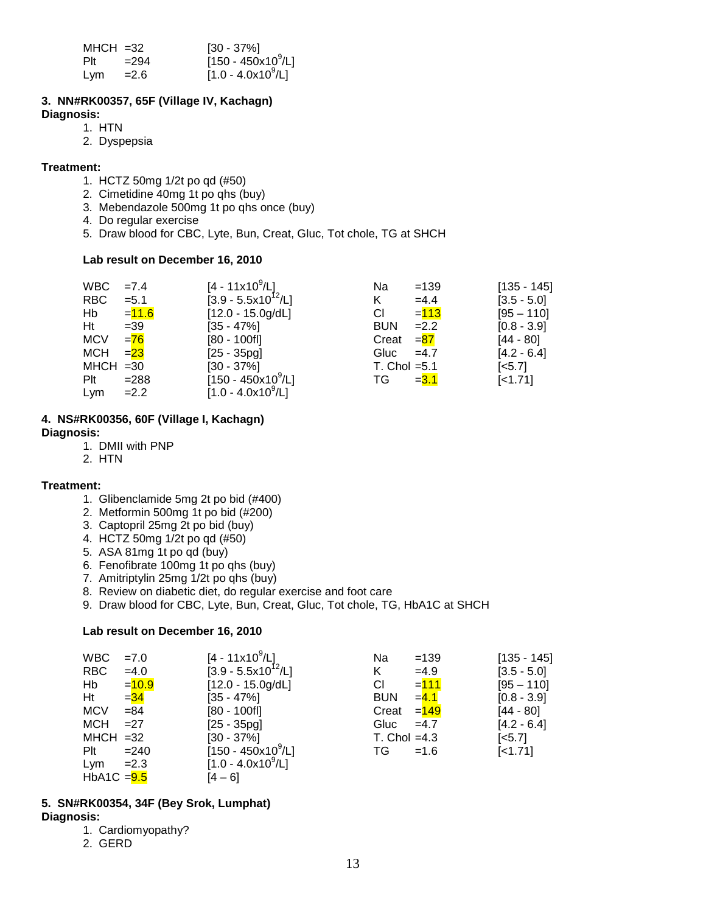| | | |
|---|---|---|
| MHCH | =32 | [30 - 37%] |
| Plt | =294 | [150 - 450x10$^9$/L] |
| Lym | =2.6 | [1.0 - 4.0x10$^9$/L] |

**3. NN#RK00357, 65F (Village IV, Kachagn)**

**Diagnosis:**

1. HTN
2. Dyspepsia

**Treatment:**

1. HCTZ 50mg 1/2t po qd (#50)
2. Cimetidine 40mg 1t po qhs (buy)
3. Mebendazole 500mg 1t po qhs once (buy)
4. Do regular exercise
5. Draw blood for CBC, Lyte, Bun, Creat, Gluc, Tot chole, TG at SHCH

**Lab result on December 16, 2010**

| | | | | | |
|---|---|---|---|---|---|
| WBC | =7.4 | [4 - 11x10$^9$/L] | Na | =139 | [135 - 145] |
| RBC | =5.1 | [3.9 - 5.5x10$^{12}$/L] | K | =4.4 | [3.5 - 5.0] |
| Hb | =11.6 | [12.0 - 15.0g/dL] | Cl | =113 | [95 – 110] |
| Ht | =39 | [35 - 47%] | BUN | =2.2 | [0.8 - 3.9] |
| MCV | =76 | [80 - 100fl] | Creat | =87 | [44 - 80] |
| MCH | =23 | [25 - 35pg] | Gluc | =4.7 | [4.2 - 6.4] |
| MHCH | =30 | [30 - 37%] | T. Chol | =5.1 | [<5.7] |
| Plt | =288 | [150 - 450x10$^9$/L] | TG | =3.1 | [<1.71] |
| Lym | =2.2 | [1.0 - 4.0x10$^9$/L] | | | |

**4. NS#RK00356, 60F (Village I, Kachagn)**

**Diagnosis:**

1. DMII with PNP
2. HTN

**Treatment:**

1. Glibenclamide 5mg 2t po bid (#400)
2. Metformin 500mg 1t po bid (#200)
3. Captopril 25mg 2t po bid (buy)
4. HCTZ 50mg 1/2t po qd (#50)
5. ASA 81mg 1t po qd (buy)
6. Fenofibrate 100mg 1t po qhs (buy)
7. Amitriptylin 25mg 1/2t po qhs (buy)
8. Review on diabetic diet, do regular exercise and foot care
9. Draw blood for CBC, Lyte, Bun, Creat, Gluc, Tot chole, TG, HbA1C at SHCH

**Lab result on December 16, 2010**

| | | | | | |
|---|---|---|---|---|---|
| WBC | =7.0 | [4 - 11x10$^9$/L] | Na | =139 | [135 - 145] |
| RBC | =4.0 | [3.9 - 5.5x10$^{12}$/L] | K | =4.9 | [3.5 - 5.0] |
| Hb | =10.9 | [12.0 - 15.0g/dL] | Cl | =111 | [95 – 110] |
| Ht | =34 | [35 - 47%] | BUN | =4.1 | [0.8 - 3.9] |
| MCV | =84 | [80 - 100fl] | Creat | =149 | [44 - 80] |
| MCH | =27 | [25 - 35pg] | Gluc | =4.7 | [4.2 - 6.4] |
| MHCH | =32 | [30 - 37%] | T. Chol | =4.3 | [<5.7] |
| Plt | =240 | [150 - 450x10$^9$/L] | TG | =1.6 | [<1.71] |
| Lym | =2.3 | [1.0 - 4.0x10$^9$/L] | | | |
| HbA1C | =9.5 | [4 – 6] | | | |

**5. SN#RK00354, 34F (Bey Srok, Lumphat)**

**Diagnosis:**

1. Cardiomyopathy?
2. GERD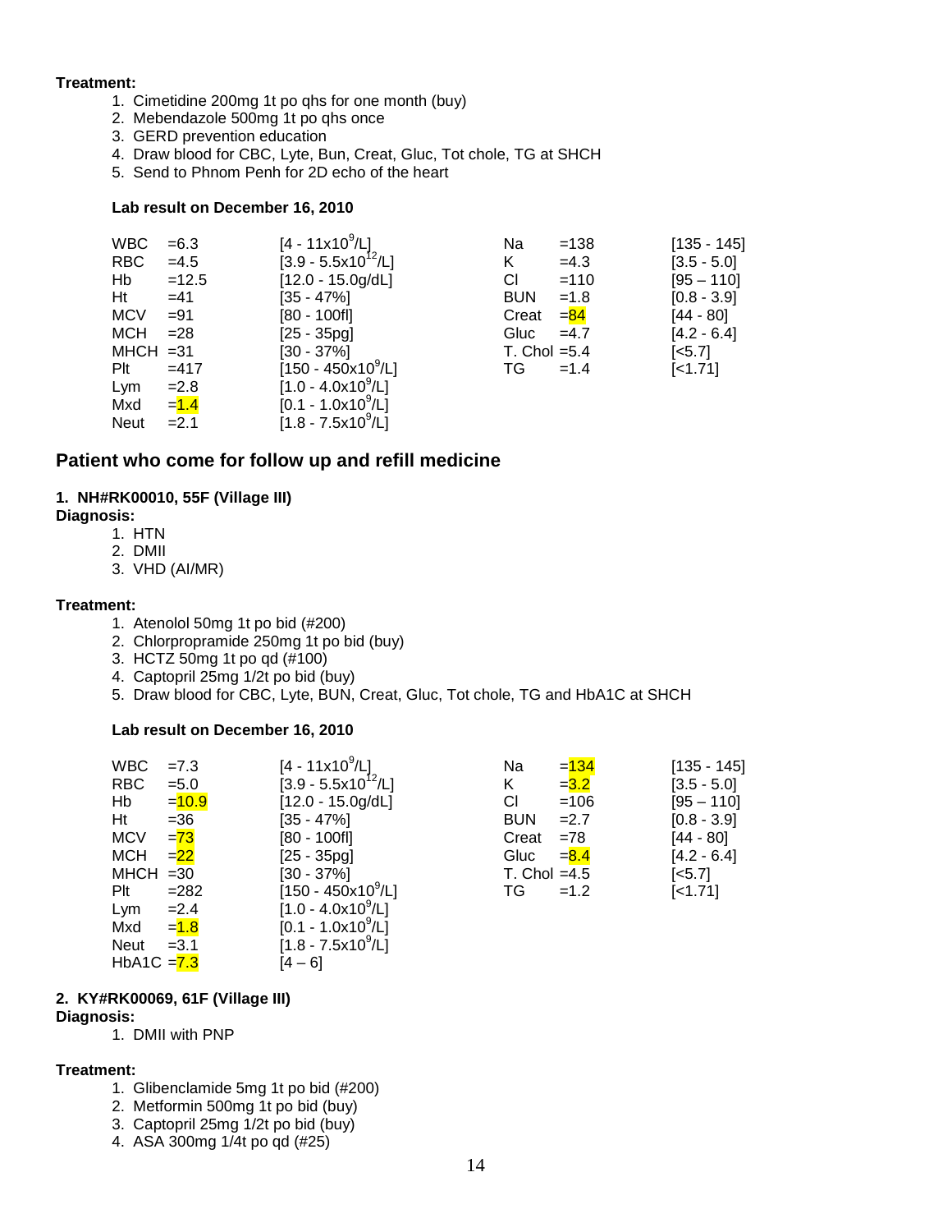**Treatment:**

1. Cimetidine 200mg 1t po qhs for one month (buy)
2. Mebendazole 500mg 1t po qhs once
3. GERD prevention education
4. Draw blood for CBC, Lyte, Bun, Creat, Gluc, Tot chole, TG at SHCH
5. Send to Phnom Penh for 2D echo of the heart

**Lab result on December 16, 2010**

| | | | | | |
|---|---|---|---|---|---|
| WBC | =6.3 | [4 - 11x10$^9$/L] | Na | =138 | [135 - 145] |
| RBC | =4.5 | [3.9 - 5.5x10$^{12}$/L] | K | =4.3 | [3.5 - 5.0] |
| Hb | =12.5 | [12.0 - 15.0g/dL] | Cl | =110 | [95 – 110] |
| Ht | =41 | [35 - 47%] | BUN | =1.8 | [0.8 - 3.9] |
| MCV | =91 | [80 - 100fl] | Creat | =84 | [44 - 80] |
| MCH | =28 | [25 - 35pg] | Gluc | =4.7 | [4.2 - 6.4] |
| MHCH | =31 | [30 - 37%] | T. Chol | =5.4 | [<5.7] |
| Plt | =417 | [150 - 450x10$^9$/L] | TG | =1.4 | [<1.71] |
| Lym | =2.8 | [1.0 - 4.0x10$^9$/L] | | | |
| Mxd | =1.4 | [0.1 - 1.0x10$^9$/L] | | | |
| Neut | =2.1 | [1.8 - 7.5x10$^9$/L] | | | |

## Patient who come for follow up and refill medicine

### 1. NH#RK00010, 55F (Village III)

**Diagnosis:**

1. HTN
2. DMII
3. VHD (AI/MR)

**Treatment:**

1. Atenolol 50mg 1t po bid (#200)
2. Chlorpropramide 250mg 1t po bid (buy)
3. HCTZ 50mg 1t po qd (#100)
4. Captopril 25mg 1/2t po bid (buy)
5. Draw blood for CBC, Lyte, BUN, Creat, Gluc, Tot chole, TG and HbA1C at SHCH

**Lab result on December 16, 2010**

| | | | | | |
|---|---|---|---|---|---|
| WBC | =7.3 | [4 - 11x10$^9$/L] | Na | =134 | [135 - 145] |
| RBC | =5.0 | [3.9 - 5.5x10$^{12}$/L] | K | =3.2 | [3.5 - 5.0] |
| Hb | =10.9 | [12.0 - 15.0g/dL] | Cl | =106 | [95 – 110] |
| Ht | =36 | [35 - 47%] | BUN | =2.7 | [0.8 - 3.9] |
| MCV | =73 | [80 - 100fl] | Creat | =78 | [44 - 80] |
| MCH | =22 | [25 - 35pg] | Gluc | =8.4 | [4.2 - 6.4] |
| MHCH | =30 | [30 - 37%] | T. Chol | =4.5 | [<5.7] |
| Plt | =282 | [150 - 450x10$^9$/L] | TG | =1.2 | [<1.71] |
| Lym | =2.4 | [1.0 - 4.0x10$^9$/L] | | | |
| Mxd | =1.8 | [0.1 - 1.0x10$^9$/L] | | | |
| Neut | =3.1 | [1.8 - 7.5x10$^9$/L] | | | |
| HbA1C | =7.3 | [4 – 6] | | | |

### 2. KY#RK00069, 61F (Village III)

**Diagnosis:**

1. DMII with PNP

**Treatment:**

1. Glibenclamide 5mg 1t po bid (#200)
2. Metformin 500mg 1t po bid (buy)
3. Captopril 25mg 1/2t po bid (buy)
4. ASA 300mg 1/4t po qd (#25)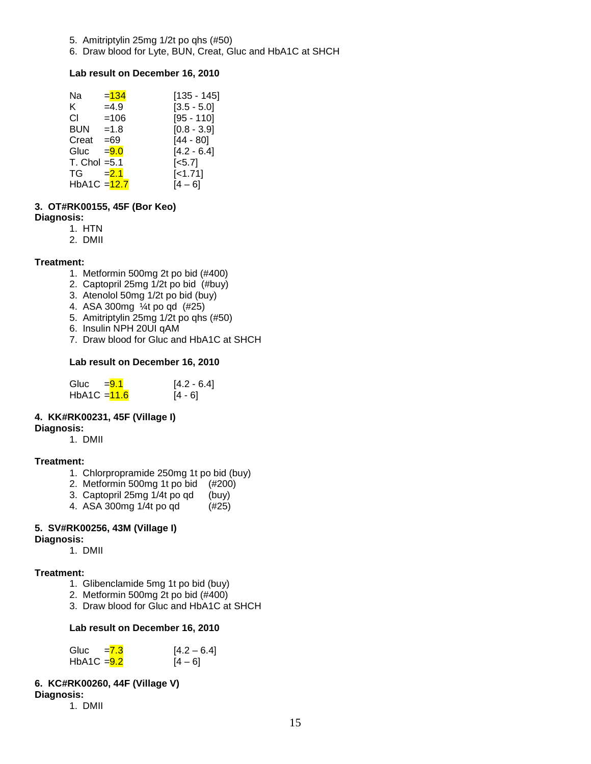5. Amitriptylin 25mg 1/2t po qhs (#50)
6. Draw blood for Lyte, BUN, Creat, Gluc and HbA1C at SHCH

**Lab result on December 16, 2010**

| | | |
|---|---|---|
| Na | =134 | [135 - 145] |
| K | =4.9 | [3.5 - 5.0] |
| Cl | =106 | [95 - 110] |
| BUN | =1.8 | [0.8 - 3.9] |
| Creat | =69 | [44 - 80] |
| Gluc | =9.0 | [4.2 - 6.4] |
| T. Chol | =5.1 | [<5.7] |
| TG | =2.1 | [<1.71] |
| HbA1C | =12.7 | [4 – 6] |

**3. OT#RK00155, 45F (Bor Keo)**

**Diagnosis:**

1. HTN
2. DMII

**Treatment:**

1. Metformin 500mg 2t po bid (#400)
2. Captopril 25mg 1/2t po bid (#buy)
3. Atenolol 50mg 1/2t po bid (buy)
4. ASA 300mg ¼t po qd (#25)
5. Amitriptylin 25mg 1/2t po qhs (#50)
6. Insulin NPH 20UI qAM
7. Draw blood for Gluc and HbA1C at SHCH

**Lab result on December 16, 2010**

| | | |
|---|---|---|
| Gluc | =9.1 | [4.2 - 6.4] |
| HbA1C | =11.6 | [4 - 6] |

**4. KK#RK00231, 45F (Village I)**

**Diagnosis:**

1. DMII

**Treatment:**

1. Chlorpropramide 250mg 1t po bid (buy)
2. Metformin 500mg 1t po bid (#200)
3. Captopril 25mg 1/4t po qd (buy)
4. ASA 300mg 1/4t po qd (#25)

**5. SV#RK00256, 43M (Village I)**

**Diagnosis:**

1. DMII

**Treatment:**

1. Glibenclamide 5mg 1t po bid (buy)
2. Metformin 500mg 2t po bid (#400)
3. Draw blood for Gluc and HbA1C at SHCH

**Lab result on December 16, 2010**

| | | |
|---|---|---|
| Gluc | =7.3 | [4.2 – 6.4] |
| HbA1C | =9.2 | [4 – 6] |

**6. KC#RK00260, 44F (Village V)**

**Diagnosis:**

1. DMII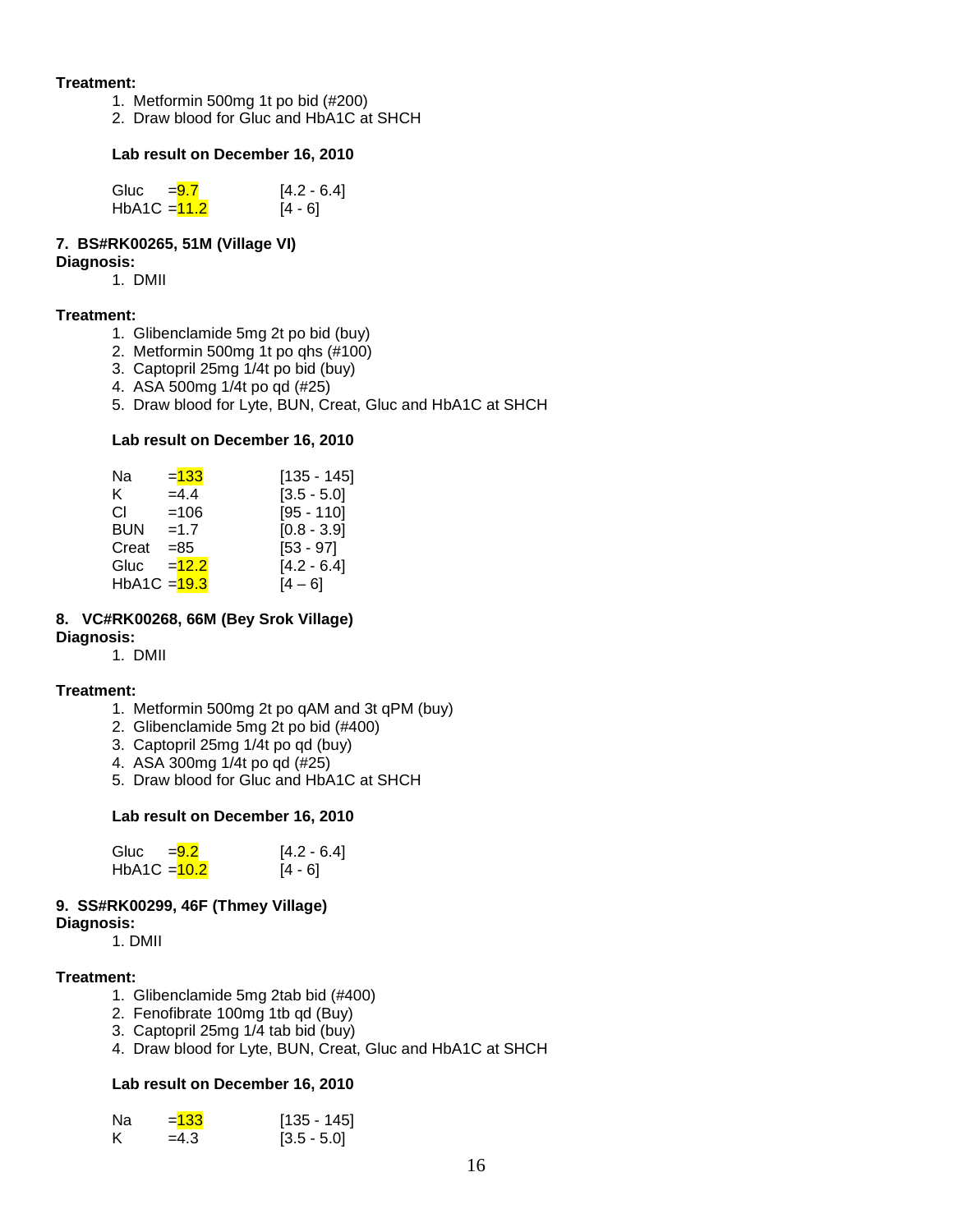**Treatment:**

1. Metformin 500mg 1t po bid (#200)
2. Draw blood for Gluc and HbA1C at SHCH

**Lab result on December 16, 2010**

| | | |
|---|---|---|
| Gluc | =9.7 | [4.2 - 6.4] |
| HbA1C | =11.2 | [4 - 6] |

**7. BS#RK00265, 51M (Village VI)**

**Diagnosis:**

1. DMII

**Treatment:**

1. Glibenclamide 5mg 2t po bid (buy)
2. Metformin 500mg 1t po qhs (#100)
3. Captopril 25mg 1/4t po bid (buy)
4. ASA 500mg 1/4t po qd (#25)
5. Draw blood for Lyte, BUN, Creat, Gluc and HbA1C at SHCH

**Lab result on December 16, 2010**

| | | |
|---|---|---|
| Na | =133 | [135 - 145] |
| K | =4.4 | [3.5 - 5.0] |
| Cl | =106 | [95 - 110] |
| BUN | =1.7 | [0.8 - 3.9] |
| Creat | =85 | [53 - 97] |
| Gluc | =12.2 | [4.2 - 6.4] |
| HbA1C | =19.3 | [4 – 6] |

**8. VC#RK00268, 66M (Bey Srok Village)**

**Diagnosis:**

1. DMII

**Treatment:**

1. Metformin 500mg 2t po qAM and 3t qPM (buy)
2. Glibenclamide 5mg 2t po bid (#400)
3. Captopril 25mg 1/4t po qd (buy)
4. ASA 300mg 1/4t po qd (#25)
5. Draw blood for Gluc and HbA1C at SHCH

**Lab result on December 16, 2010**

| | | |
|---|---|---|
| Gluc | =9.2 | [4.2 - 6.4] |
| HbA1C | =10.2 | [4 - 6] |

**9. SS#RK00299, 46F (Thmey Village)**

**Diagnosis:**

1. DMII

**Treatment:**

1. Glibenclamide 5mg 2tab bid (#400)
2. Fenofibrate 100mg 1tb qd (Buy)
3. Captopril 25mg 1/4 tab bid (buy)
4. Draw blood for Lyte, BUN, Creat, Gluc and HbA1C at SHCH

**Lab result on December 16, 2010**

| | | |
|---|---|---|
| Na | =133 | [135 - 145] |
| K | =4.3 | [3.5 - 5.0] |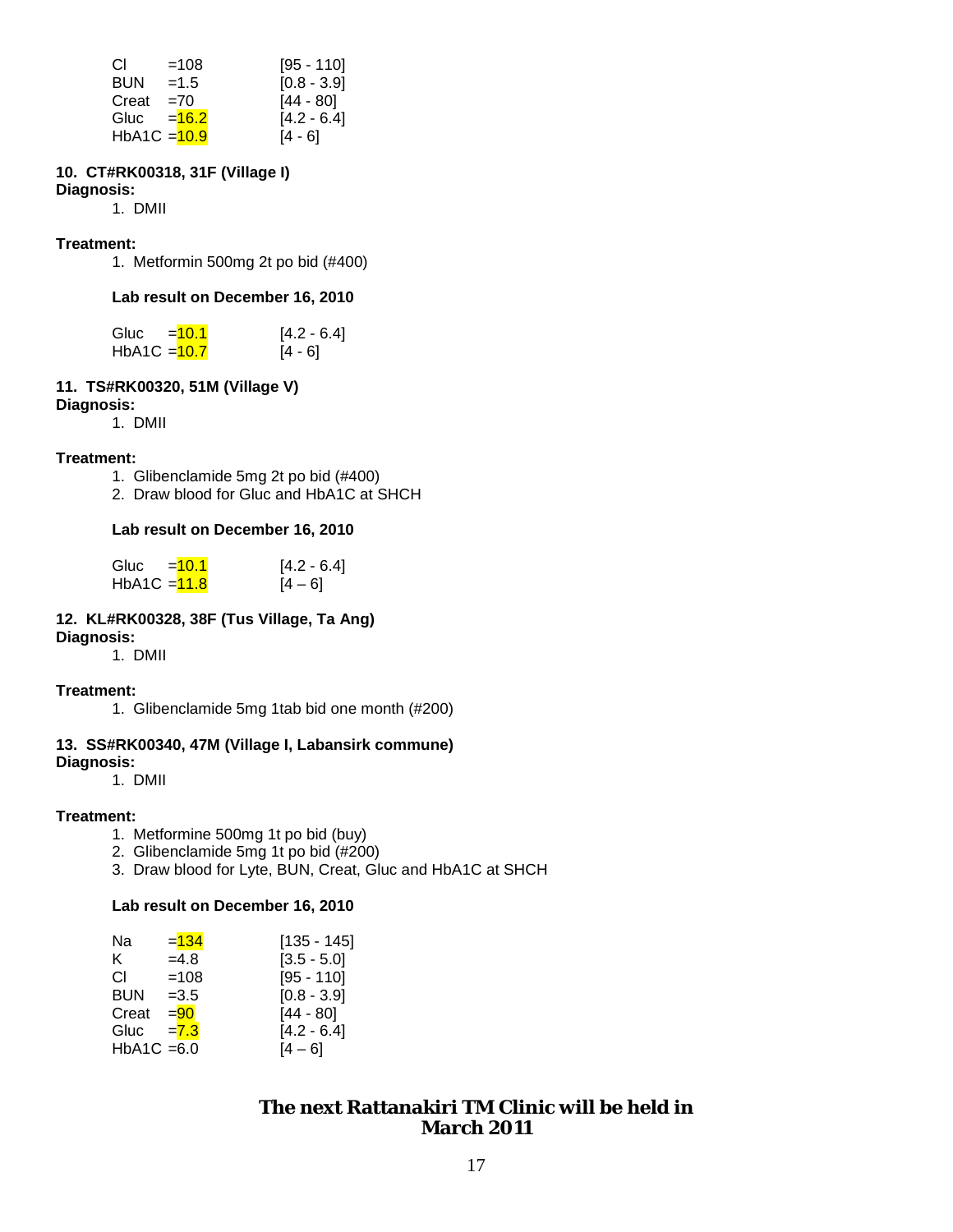| | | |
|---|---|---|
| Cl | =108 | [95 - 110] |
| BUN | =1.5 | [0.8 - 3.9] |
| Creat | =70 | [44 - 80] |
| Gluc | =16.2 | [4.2 - 6.4] |
| HbA1C | =10.9 | [4 - 6] |

**10. CT#RK00318, 31F (Village I)**

**Diagnosis:**

1. DMII

**Treatment:**

1. Metformin 500mg 2t po bid (#400)

**Lab result on December 16, 2010**

| | | |
|---|---|---|
| Gluc | =10.1 | [4.2 - 6.4] |
| HbA1C | =10.7 | [4 - 6] |

**11. TS#RK00320, 51M (Village V)**

**Diagnosis:**

1. DMII

**Treatment:**

1. Glibenclamide 5mg 2t po bid (#400)
2. Draw blood for Gluc and HbA1C at SHCH

**Lab result on December 16, 2010**

| | | |
|---|---|---|
| Gluc | =10.1 | [4.2 - 6.4] |
| HbA1C | =11.8 | [4 – 6] |

**12. KL#RK00328, 38F (Tus Village, Ta Ang)**

**Diagnosis:**

1. DMII

**Treatment:**

1. Glibenclamide 5mg 1tab bid one month (#200)

**13. SS#RK00340, 47M (Village I, Labansirk commune)**

**Diagnosis:**

1. DMII

**Treatment:**

1. Metformine 500mg 1t po bid (buy)
2. Glibenclamide 5mg 1t po bid (#200)
3. Draw blood for Lyte, BUN, Creat, Gluc and HbA1C at SHCH

**Lab result on December 16, 2010**

| | | |
|---|---|---|
| Na | =134 | [135 - 145] |
| K | =4.8 | [3.5 - 5.0] |
| Cl | =108 | [95 - 110] |
| BUN | =3.5 | [0.8 - 3.9] |
| Creat | =90 | [44 - 80] |
| Gluc | =7.3 | [4.2 - 6.4] |
| HbA1C | =6.0 | [4 – 6] |

**The next Rattanakiri TM Clinic will be held in March 2011**